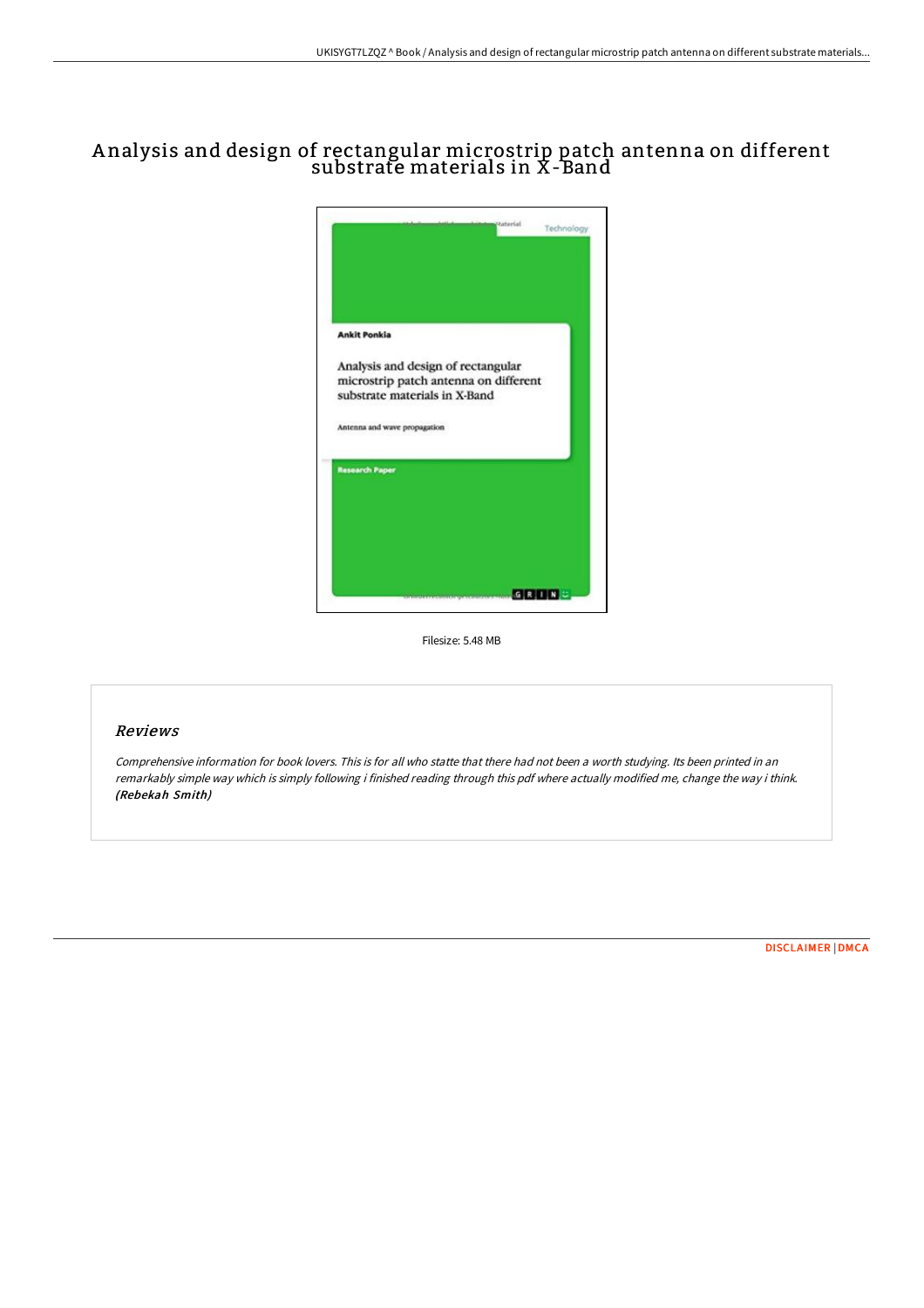# Analysis and design of rectangular microstrip patch antenna on different substrate materials in X-Band

Filesize: 5.48 MB

## Reviews

*Comprehensive information for book lovers. This is for all who statte that there had not been a worth studying. Its been printed in an remarkably simple way which is simply following i finished reading through this pdf where actually modified me, change the way i think.* ***(Rebekah Smith)***

DISCLAIMER | DMCA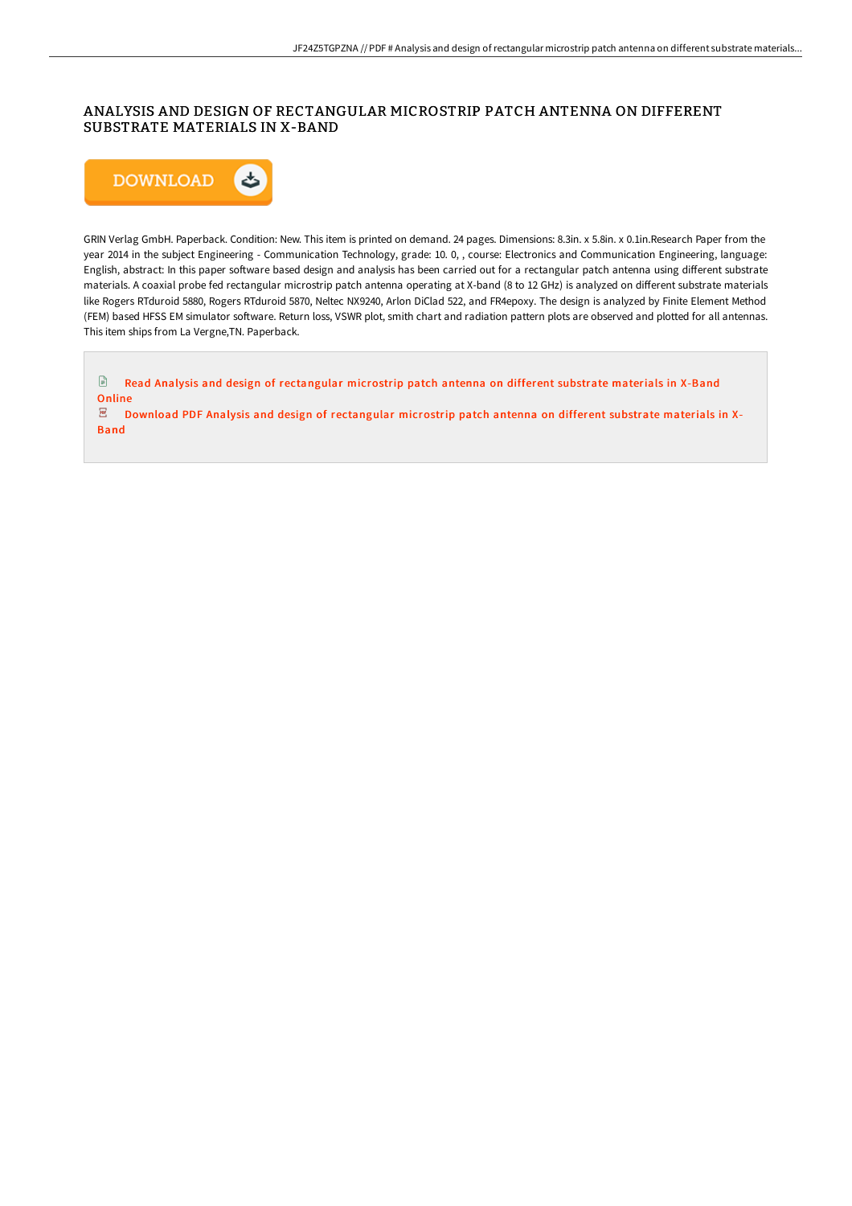# ANALYSIS AND DESIGN OF RECTANGULAR MICROSTRIP PATCH ANTENNA ON DIFFERENT SUBSTRATE MATERIALS IN X-BAND

DOWNLOAD

GRIN Verlag GmbH. Paperback. Condition: New. This item is printed on demand. 24 pages. Dimensions: 8.3in. x 5.8in. x 0.1in.Research Paper from the year 2014 in the subject Engineering - Communication Technology, grade: 10. 0, , course: Electronics and Communication Engineering, language: English, abstract: In this paper software based design and analysis has been carried out for a rectangular patch antenna using different substrate materials. A coaxial probe fed rectangular microstrip patch antenna operating at X-band (8 to 12 GHz) is analyzed on different substrate materials like Rogers RTduroid 5880, Rogers RTduroid 5870, Neltec NX9240, Arlon DiClad 522, and FR4epoxy. The design is analyzed by Finite Element Method (FEM) based HFSS EM simulator software. Return loss, VSWR plot, smith chart and radiation pattern plots are observed and plotted for all antennas. This item ships from La Vergne,TN. Paperback.

Read Analysis and design of rectangular microstrip patch antenna on different substrate materials in X-Band Online

Download PDF Analysis and design of rectangular microstrip patch antenna on different substrate materials in X-Band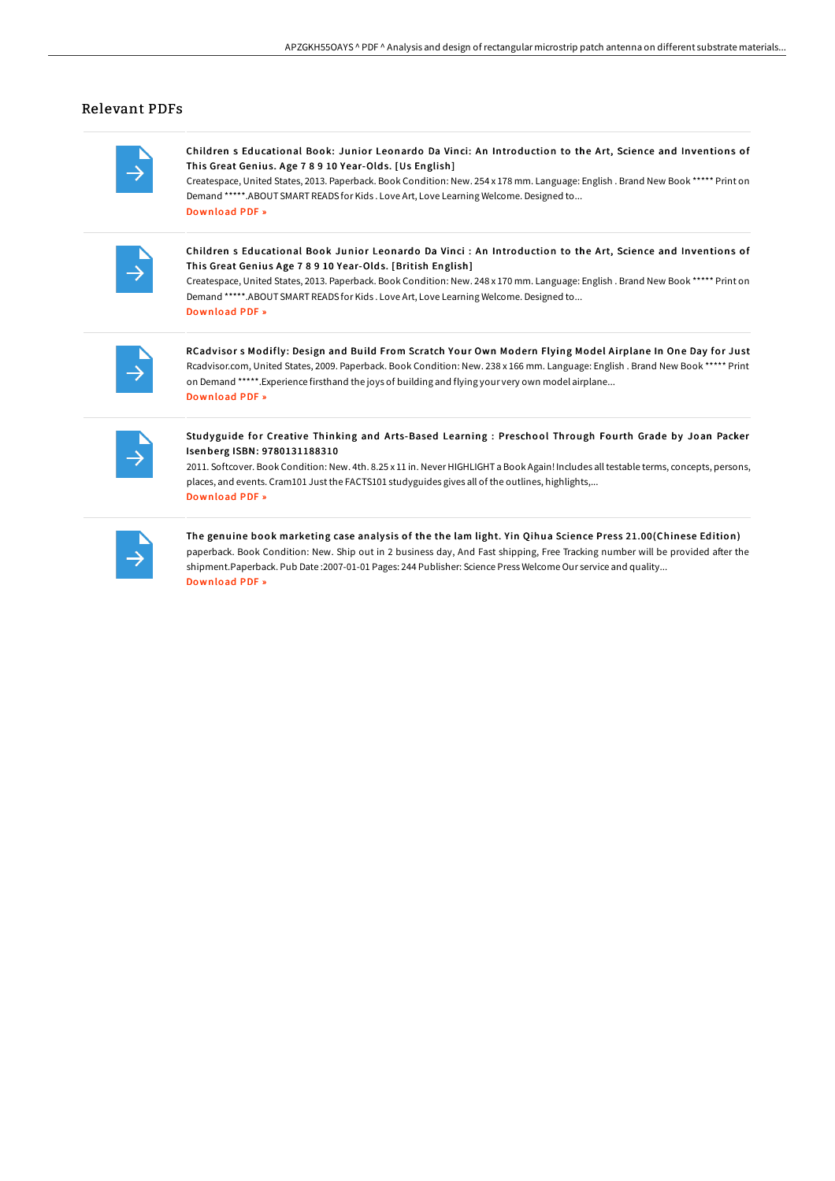## Relevant PDFs

**Children s Educational Book: Junior Leonardo Da Vinci: An Introduction to the Art, Science and Inventions of This Great Genius. Age 7 8 9 10 Year-Olds. [Us English]**

Createspace, United States, 2013. Paperback. Book Condition: New. 254 x 178 mm. Language: English . Brand New Book ***** Print on Demand *****.ABOUT SMART READS for Kids . Love Art, Love Learning Welcome. Designed to...

Download PDF »

**Children s Educational Book Junior Leonardo Da Vinci : An Introduction to the Art, Science and Inventions of This Great Genius Age 7 8 9 10 Year-Olds. [British English]**

Createspace, United States, 2013. Paperback. Book Condition: New. 248 x 170 mm. Language: English . Brand New Book ***** Print on Demand *****.ABOUT SMART READS for Kids . Love Art, Love Learning Welcome. Designed to...

Download PDF »

**RCadvisor s Modifly: Design and Build From Scratch Your Own Modern Flying Model Airplane In One Day for Just**

Rcadvisor.com, United States, 2009. Paperback. Book Condition: New. 238 x 166 mm. Language: English . Brand New Book ***** Print on Demand *****.Experience firsthand the joys of building and flying your very own model airplane...

Download PDF »

**Studyguide for Creative Thinking and Arts-Based Learning : Preschool Through Fourth Grade by Joan Packer Isenberg ISBN: 9780131188310**

2011. Softcover. Book Condition: New. 4th. 8.25 x 11 in. Never HIGHLIGHT a Book Again! Includes all testable terms, concepts, persons, places, and events. Cram101 Just the FACTS101 studyguides gives all of the outlines, highlights,...

Download PDF »

**The genuine book marketing case analysis of the the lam light. Yin Qihua Science Press 21.00(Chinese Edition)**

paperback. Book Condition: New. Ship out in 2 business day, And Fast shipping, Free Tracking number will be provided after the shipment.Paperback. Pub Date :2007-01-01 Pages: 244 Publisher: Science Press Welcome Our service and quality...

Download PDF »